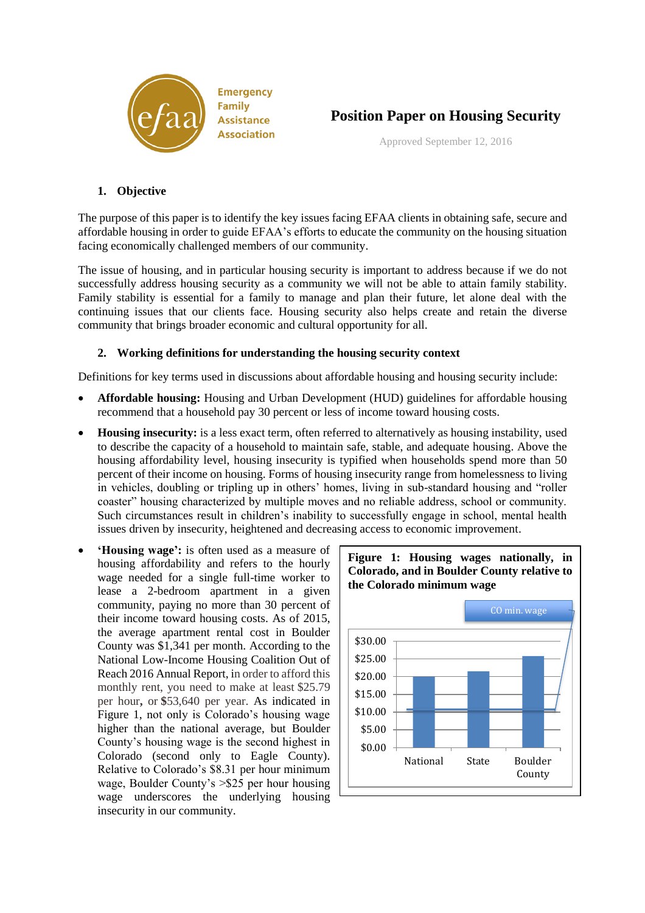Emergency Family Assistance Association

# Position Paper on Housing Security

Approved September 12, 2016

## 1. Objective

The purpose of this paper is to identify the key issues facing EFAA clients in obtaining safe, secure and affordable housing in order to guide EFAA's efforts to educate the community on the housing situation facing economically challenged members of our community.

The issue of housing, and in particular housing security is important to address because if we do not successfully address housing security as a community we will not be able to attain family stability. Family stability is essential for a family to manage and plan their future, let alone deal with the continuing issues that our clients face. Housing security also helps create and retain the diverse community that brings broader economic and cultural opportunity for all.

## 2. Working definitions for understanding the housing security context

Definitions for key terms used in discussions about affordable housing and housing security include:

- **Affordable housing:** Housing and Urban Development (HUD) guidelines for affordable housing recommend that a household pay 30 percent or less of income toward housing costs.
- **Housing insecurity:** is a less exact term, often referred to alternatively as housing instability, used to describe the capacity of a household to maintain safe, stable, and adequate housing. Above the housing affordability level, housing insecurity is typified when households spend more than 50 percent of their income on housing. Forms of housing insecurity range from homelessness to living in vehicles, doubling or tripling up in others' homes, living in sub-standard housing and "roller coaster" housing characterized by multiple moves and no reliable address, school or community. Such circumstances result in children's inability to successfully engage in school, mental health issues driven by insecurity, heightened and decreasing access to economic improvement.
- **'Housing wage':** is often used as a measure of housing affordability and refers to the hourly wage needed for a single full-time worker to lease a 2-bedroom apartment in a given community, paying no more than 30 percent of their income toward housing costs. As of 2015, the average apartment rental cost in Boulder County was $1,341 per month. According to the National Low-Income Housing Coalition Out of Reach 2016 Annual Report, in order to afford this monthly rent, you need to make at least $25.79 per hour**,** or $53,640 per year. As indicated in Figure 1, not only is Colorado's housing wage higher than the national average, but Boulder County's housing wage is the second highest in Colorado (second only to Eagle County). Relative to Colorado's $8.31 per hour minimum wage, Boulder County's >$25 per hour housing wage underscores the underlying housing insecurity in our community.

**Figure 1: Housing wages nationally, in Colorado, and in Boulder County relative to the Colorado minimum wage**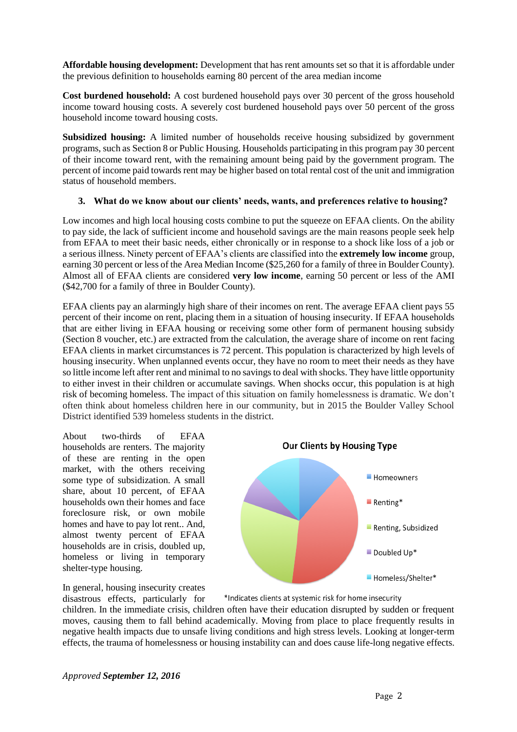**Affordable housing development:** Development that has rent amounts set so that it is affordable under the previous definition to households earning 80 percent of the area median income

**Cost burdened household:** A cost burdened household pays over 30 percent of the gross household income toward housing costs. A severely cost burdened household pays over 50 percent of the gross household income toward housing costs.

**Subsidized housing:** A limited number of households receive housing subsidized by government programs, such as Section 8 or Public Housing. Households participating in this program pay 30 percent of their income toward rent, with the remaining amount being paid by the government program. The percent of income paid towards rent may be higher based on total rental cost of the unit and immigration status of household members.

### 3. What do we know about our clients' needs, wants, and preferences relative to housing?

Low incomes and high local housing costs combine to put the squeeze on EFAA clients. On the ability to pay side, the lack of sufficient income and household savings are the main reasons people seek help from EFAA to meet their basic needs, either chronically or in response to a shock like loss of a job or a serious illness. Ninety percent of EFAA's clients are classified into the **extremely low income** group, earning 30 percent or less of the Area Median Income ($25,260 for a family of three in Boulder County). Almost all of EFAA clients are considered **very low income**, earning 50 percent or less of the AMI ($42,700 for a family of three in Boulder County).

EFAA clients pay an alarmingly high share of their incomes on rent. The average EFAA client pays 55 percent of their income on rent, placing them in a situation of housing insecurity. If EFAA households that are either living in EFAA housing or receiving some other form of permanent housing subsidy (Section 8 voucher, etc.) are extracted from the calculation, the average share of income on rent facing EFAA clients in market circumstances is 72 percent. This population is characterized by high levels of housing insecurity. When unplanned events occur, they have no room to meet their needs as they have so little income left after rent and minimal to no savings to deal with shocks. They have little opportunity to either invest in their children or accumulate savings. When shocks occur, this population is at high risk of becoming homeless. The impact of this situation on family homelessness is dramatic. We don't often think about homeless children here in our community, but in 2015 the Boulder Valley School District identified 539 homeless students in the district.

About two-thirds of EFAA households are renters. The majority of these are renting in the open market, with the others receiving some type of subsidization. A small share, about 10 percent, of EFAA households own their homes and face foreclosure risk, or own mobile homes and have to pay lot rent.. And, almost twenty percent of EFAA households are in crisis, doubled up, homeless or living in temporary shelter-type housing.

**Our Clients by Housing Type**

- Homeowners
- Renting*
- Renting, Subsidized
- Doubled Up*
- Homeless/Shelter*

*Indicates clients at systemic risk for home insecurity

In general, housing insecurity creates disastrous effects, particularly for children. In the immediate crisis, children often have their education disrupted by sudden or frequent moves, causing them to fall behind academically. Moving from place to place frequently results in negative health impacts due to unsafe living conditions and high stress levels. Looking at longer-term effects, the trauma of homelessness or housing instability can and does cause life-long negative effects.

*Approved* ***September 12, 2016***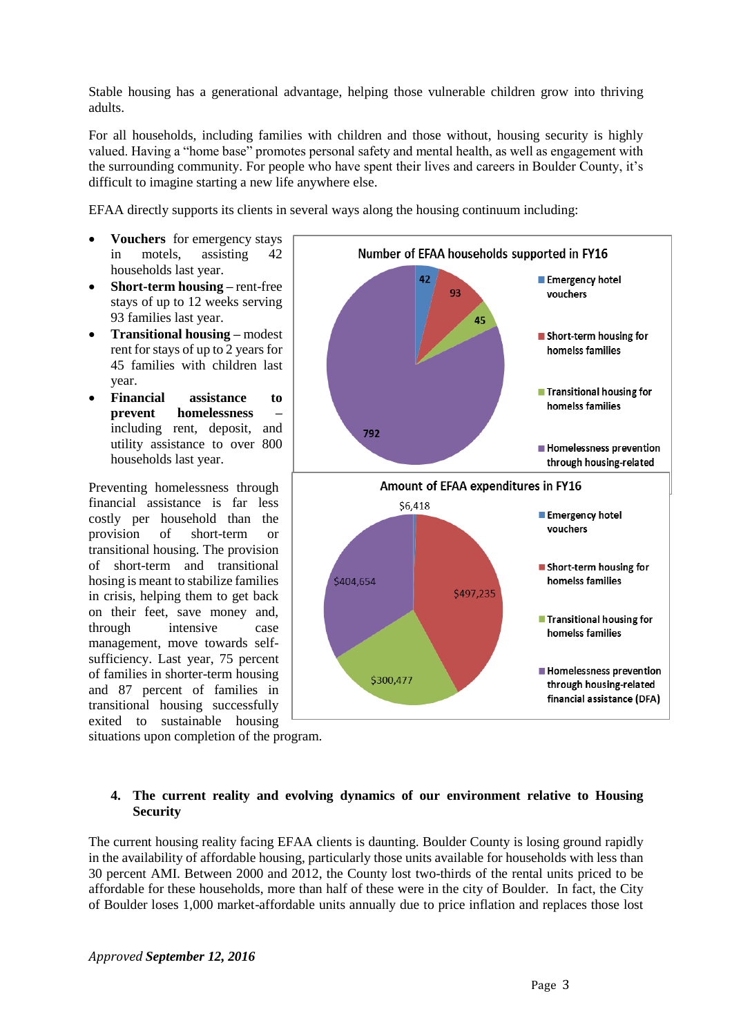Stable housing has a generational advantage, helping those vulnerable children grow into thriving adults.

For all households, including families with children and those without, housing security is highly valued. Having a "home base" promotes personal safety and mental health, as well as engagement with the surrounding community. For people who have spent their lives and careers in Boulder County, it's difficult to imagine starting a new life anywhere else.

EFAA directly supports its clients in several ways along the housing continuum including:

- **Vouchers** for emergency stays in motels, assisting 42 households last year.
- **Short-term housing** – rent-free stays of up to 12 weeks serving 93 families last year.
- **Transitional housing** – modest rent for stays of up to 2 years for 45 families with children last year.
- **Financial assistance to prevent homelessness** – including rent, deposit, and utility assistance to over 800 households last year.

**Number of EFAA households supported in FY16**

| Category | Households |
|---|---|
| Emergency hotel vouchers | 42 |
| Short-term housing for homelss families | 93 |
| Transitional housing for homelss families | 45 |
| Homelessness prevention through housing-related | 792 |

**Amount of EFAA expenditures in FY16**

| Category | Amount |
|---|---|
| Emergency hotel vouchers | $6,418 |
| Short-term housing for homelss families | $497,235 |
| Transitional housing for homelss families | $300,477 |
| Homelessness prevention through housing-related financial assistance (DFA) | $404,654 |

Preventing homelessness through financial assistance is far less costly per household than the provision of short-term or transitional housing. The provision of short-term and transitional hosing is meant to stabilize families in crisis, helping them to get back on their feet, save money and, through intensive case management, move towards self-sufficiency. Last year, 75 percent of families in shorter-term housing and 87 percent of families in transitional housing successfully exited to sustainable housing situations upon completion of the program.

## 4. The current reality and evolving dynamics of our environment relative to Housing Security

The current housing reality facing EFAA clients is daunting. Boulder County is losing ground rapidly in the availability of affordable housing, particularly those units available for households with less than 30 percent AMI. Between 2000 and 2012, the County lost two-thirds of the rental units priced to be affordable for these households, more than half of these were in the city of Boulder. In fact, the City of Boulder loses 1,000 market-affordable units annually due to price inflation and replaces those lost

*Approved **September 12, 2016***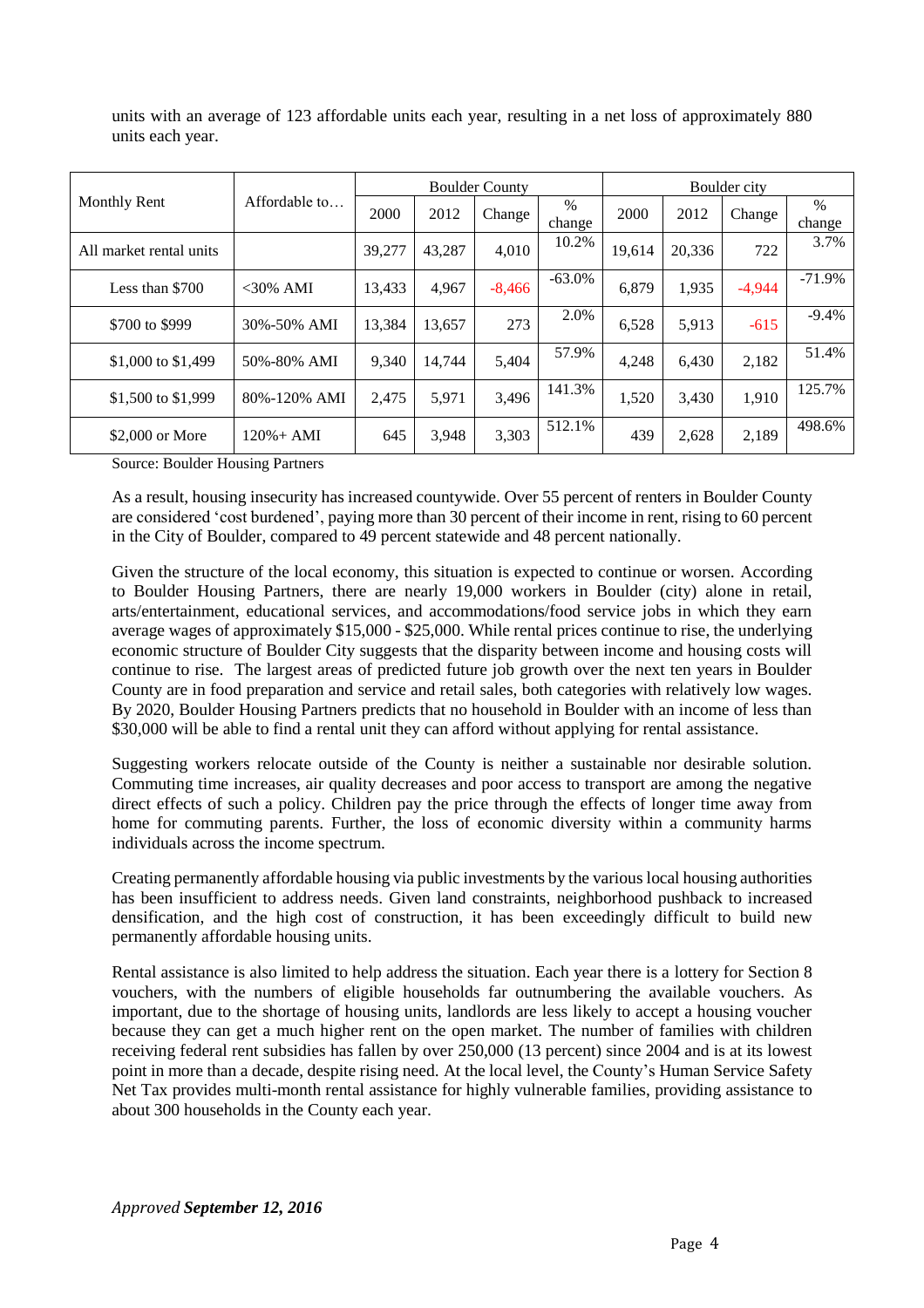units with an average of 123 affordable units each year, resulting in a net loss of approximately 880 units each year.

| Monthly Rent | Affordable to… | Boulder County | | | | Boulder city | | | |
|---|---|---|---|---|---|---|---|---|---|
| | | 2000 | 2012 | Change | % change | 2000 | 2012 | Change | % change |
| All market rental units | | 39,277 | 43,287 | 4,010 | 10.2% | 19,614 | 20,336 | 722 | 3.7% |
| Less than $700 | <30% AMI | 13,433 | 4,967 | -8,466 | -63.0% | 6,879 | 1,935 | -4,944 | -71.9% |
| $700 to $999 | 30%-50% AMI | 13,384 | 13,657 | 273 | 2.0% | 6,528 | 5,913 | -615 | -9.4% |
| $1,000 to $1,499 | 50%-80% AMI | 9,340 | 14,744 | 5,404 | 57.9% | 4,248 | 6,430 | 2,182 | 51.4% |
| $1,500 to $1,999 | 80%-120% AMI | 2,475 | 5,971 | 3,496 | 141.3% | 1,520 | 3,430 | 1,910 | 125.7% |
| $2,000 or More | 120%+ AMI | 645 | 3,948 | 3,303 | 512.1% | 439 | 2,628 | 2,189 | 498.6% |

Source: Boulder Housing Partners

As a result, housing insecurity has increased countywide. Over 55 percent of renters in Boulder County are considered 'cost burdened', paying more than 30 percent of their income in rent, rising to 60 percent in the City of Boulder, compared to 49 percent statewide and 48 percent nationally.

Given the structure of the local economy, this situation is expected to continue or worsen. According to Boulder Housing Partners, there are nearly 19,000 workers in Boulder (city) alone in retail, arts/entertainment, educational services, and accommodations/food service jobs in which they earn average wages of approximately $15,000 - $25,000. While rental prices continue to rise, the underlying economic structure of Boulder City suggests that the disparity between income and housing costs will continue to rise. The largest areas of predicted future job growth over the next ten years in Boulder County are in food preparation and service and retail sales, both categories with relatively low wages. By 2020, Boulder Housing Partners predicts that no household in Boulder with an income of less than $30,000 will be able to find a rental unit they can afford without applying for rental assistance.

Suggesting workers relocate outside of the County is neither a sustainable nor desirable solution. Commuting time increases, air quality decreases and poor access to transport are among the negative direct effects of such a policy. Children pay the price through the effects of longer time away from home for commuting parents. Further, the loss of economic diversity within a community harms individuals across the income spectrum.

Creating permanently affordable housing via public investments by the various local housing authorities has been insufficient to address needs. Given land constraints, neighborhood pushback to increased densification, and the high cost of construction, it has been exceedingly difficult to build new permanently affordable housing units.

Rental assistance is also limited to help address the situation. Each year there is a lottery for Section 8 vouchers, with the numbers of eligible households far outnumbering the available vouchers. As important, due to the shortage of housing units, landlords are less likely to accept a housing voucher because they can get a much higher rent on the open market. The number of families with children receiving federal rent subsidies has fallen by over 250,000 (13 percent) since 2004 and is at its lowest point in more than a decade, despite rising need. At the local level, the County's Human Service Safety Net Tax provides multi-month rental assistance for highly vulnerable families, providing assistance to about 300 households in the County each year.

*Approved **September 12, 2016***